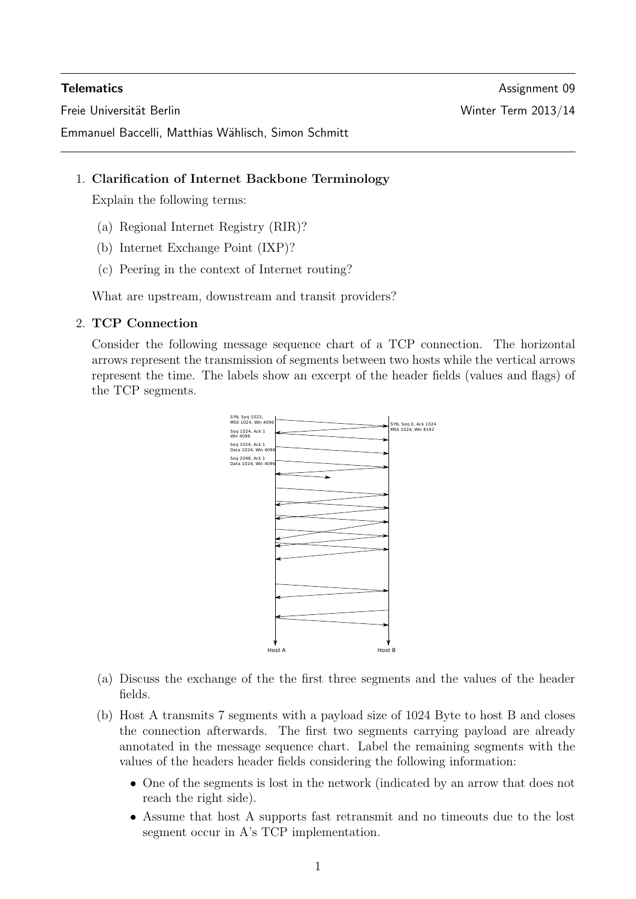**Telematics**

Freie Universität Berlin

Emmanuel Baccelli, Matthias Wählisch, Simon Schmitt

Assignment 09

Winter Term 2013/14

1. **Clarification of Internet Backbone Terminology**

   Explain the following terms:

   (a) Regional Internet Registry (RIR)?

   (b) Internet Exchange Point (IXP)?

   (c) Peering in the context of Internet routing?

   What are upstream, downstream and transit providers?

2. **TCP Connection**

   Consider the following message sequence chart of a TCP connection. The horizontal arrows represent the transmission of segments between two hosts while the vertical arrows represent the time. The labels show an excerpt of the header fields (values and flags) of the TCP segments.

   SYN, Seq 1023, MSS 1024, Win 4096

   SYN, Seq 0, Ack 1024 MSS 1024, Win 8192

   Seq 1024, Ack 1 Win 4096

   Seq 1024, Ack 1 Data 1024, Win 4096

   Seq 2048, Ack 1 Data 1024, Win 4096

   Host A

   Host B

   (a) Discuss the exchange of the the first three segments and the values of the header fields.

   (b) Host A transmits 7 segments with a payload size of 1024 Byte to host B and closes the connection afterwards. The first two segments carrying payload are already annotated in the message sequence chart. Label the remaining segments with the values of the headers header fields considering the following information:

   - One of the segments is lost in the network (indicated by an arrow that does not reach the right side).
   - Assume that host A supports fast retransmit and no timeouts due to the lost segment occur in A's TCP implementation.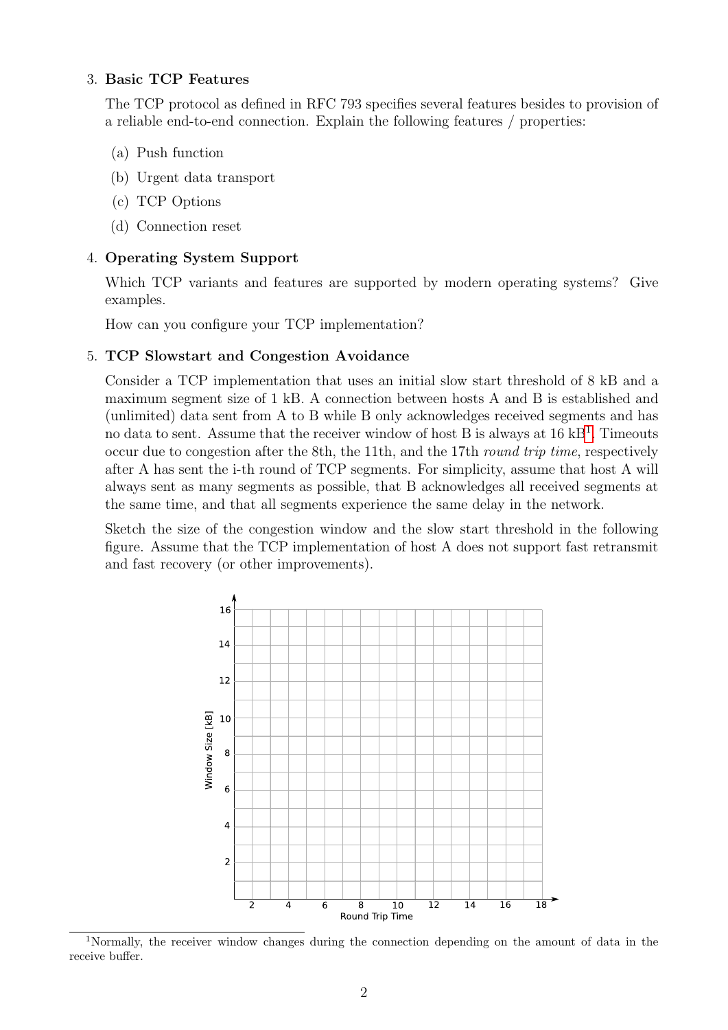3. **Basic TCP Features**

   The TCP protocol as defined in RFC 793 specifies several features besides to provision of a reliable end-to-end connection. Explain the following features / properties:

   (a) Push function

   (b) Urgent data transport

   (c) TCP Options

   (d) Connection reset

4. **Operating System Support**

   Which TCP variants and features are supported by modern operating systems? Give examples.

   How can you configure your TCP implementation?

5. **TCP Slowstart and Congestion Avoidance**

   Consider a TCP implementation that uses an initial slow start threshold of 8 kB and a maximum segment size of 1 kB. A connection between hosts A and B is established and (unlimited) data sent from A to B while B only acknowledges received segments and has no data to sent. Assume that the receiver window of host B is always at 16 kB[1]. Timeouts occur due to congestion after the 8th, the 11th, and the 17th *round trip time*, respectively after A has sent the i-th round of TCP segments. For simplicity, assume that host A will always sent as many segments as possible, that B acknowledges all received segments at the same time, and that all segments experience the same delay in the network.

   Sketch the size of the congestion window and the slow start threshold in the following figure. Assume that the TCP implementation of host A does not support fast retransmit and fast recovery (or other improvements).

[1]Normally, the receiver window changes during the connection depending on the amount of data in the receive buffer.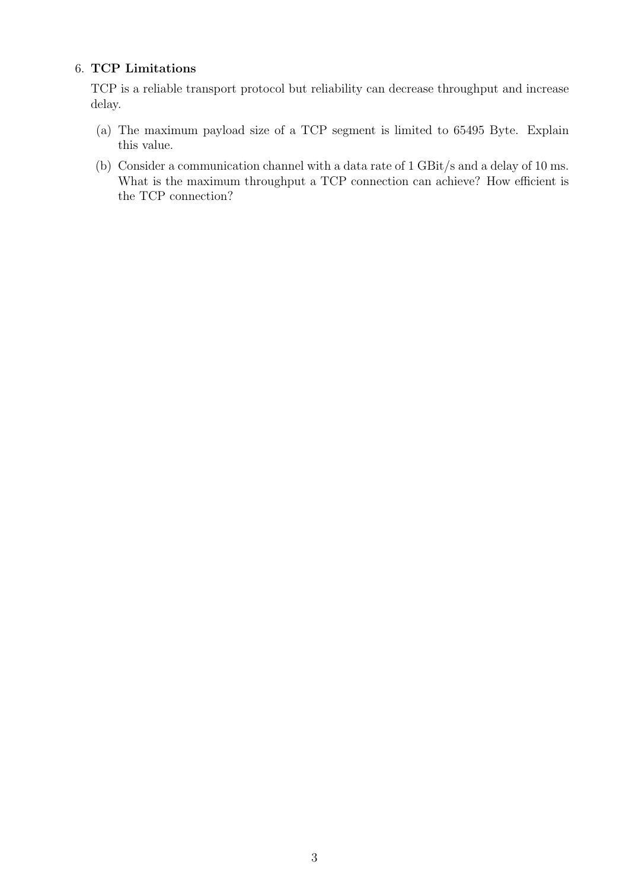6. **TCP Limitations**

   TCP is a reliable transport protocol but reliability can decrease throughput and increase delay.

   (a) The maximum payload size of a TCP segment is limited to 65495 Byte. Explain this value.

   (b) Consider a communication channel with a data rate of 1 GBit/s and a delay of 10 ms. What is the maximum throughput a TCP connection can achieve? How efficient is the TCP connection?